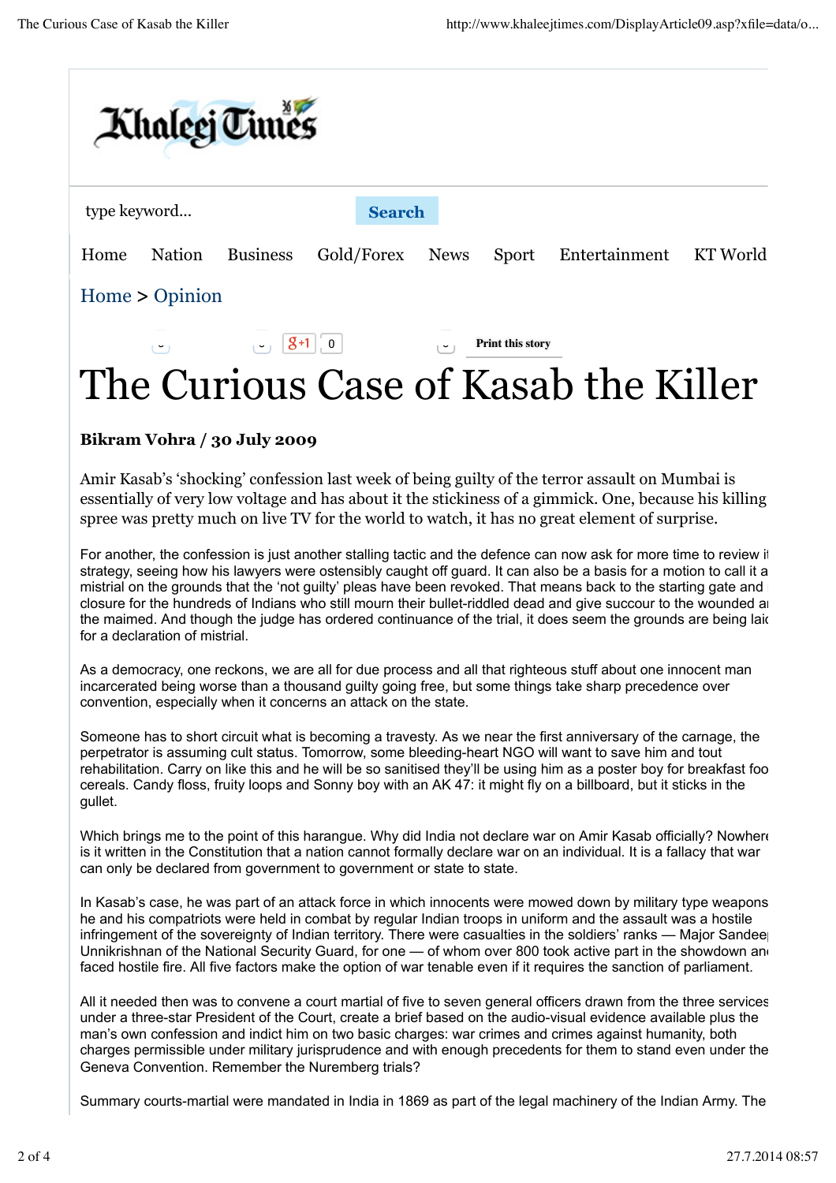Khaleej Times

type keyword... Search

Home Nation Business Gold/Forex News Sport Entertainment KT World

Home > Opinion

Print this story

# The Curious Case of Kasab the Killer

**Bikram Vohra / 30 July 2009**

Amir Kasab's 'shocking' confession last week of being guilty of the terror assault on Mumbai is essentially of very low voltage and has about it the stickiness of a gimmick. One, because his killing spree was pretty much on live TV for the world to watch, it has no great element of surprise.

For another, the confession is just another stalling tactic and the defence can now ask for more time to review i strategy, seeing how his lawyers were ostensibly caught off guard. It can also be a basis for a motion to call it a mistrial on the grounds that the 'not guilty' pleas have been revoked. That means back to the starting gate and closure for the hundreds of Indians who still mourn their bullet-riddled dead and give succour to the wounded a the maimed. And though the judge has ordered continuance of the trial, it does seem the grounds are being lai for a declaration of mistrial.

As a democracy, one reckons, we are all for due process and all that righteous stuff about one innocent man incarcerated being worse than a thousand guilty going free, but some things take sharp precedence over convention, especially when it concerns an attack on the state.

Someone has to short circuit what is becoming a travesty. As we near the first anniversary of the carnage, the perpetrator is assuming cult status. Tomorrow, some bleeding-heart NGO will want to save him and tout rehabilitation. Carry on like this and he will be so sanitised they'll be using him as a poster boy for breakfast foo cereals. Candy floss, fruity loops and Sonny boy with an AK 47: it might fly on a billboard, but it sticks in the gullet.

Which brings me to the point of this harangue. Why did India not declare war on Amir Kasab officially? Nowher is it written in the Constitution that a nation cannot formally declare war on an individual. It is a fallacy that war can only be declared from government to government or state to state.

In Kasab's case, he was part of an attack force in which innocents were mowed down by military type weapons he and his compatriots were held in combat by regular Indian troops in uniform and the assault was a hostile infringement of the sovereignty of Indian territory. There were casualties in the soldiers' ranks — Major Sandee Unnikrishnan of the National Security Guard, for one — of whom over 800 took active part in the showdown an faced hostile fire. All five factors make the option of war tenable even if it requires the sanction of parliament.

All it needed then was to convene a court martial of five to seven general officers drawn from the three services under a three-star President of the Court, create a brief based on the audio-visual evidence available plus the man's own confession and indict him on two basic charges: war crimes and crimes against humanity, both charges permissible under military jurisprudence and with enough precedents for them to stand even under the Geneva Convention. Remember the Nuremberg trials?

Summary courts-martial were mandated in India in 1869 as part of the legal machinery of the Indian Army. The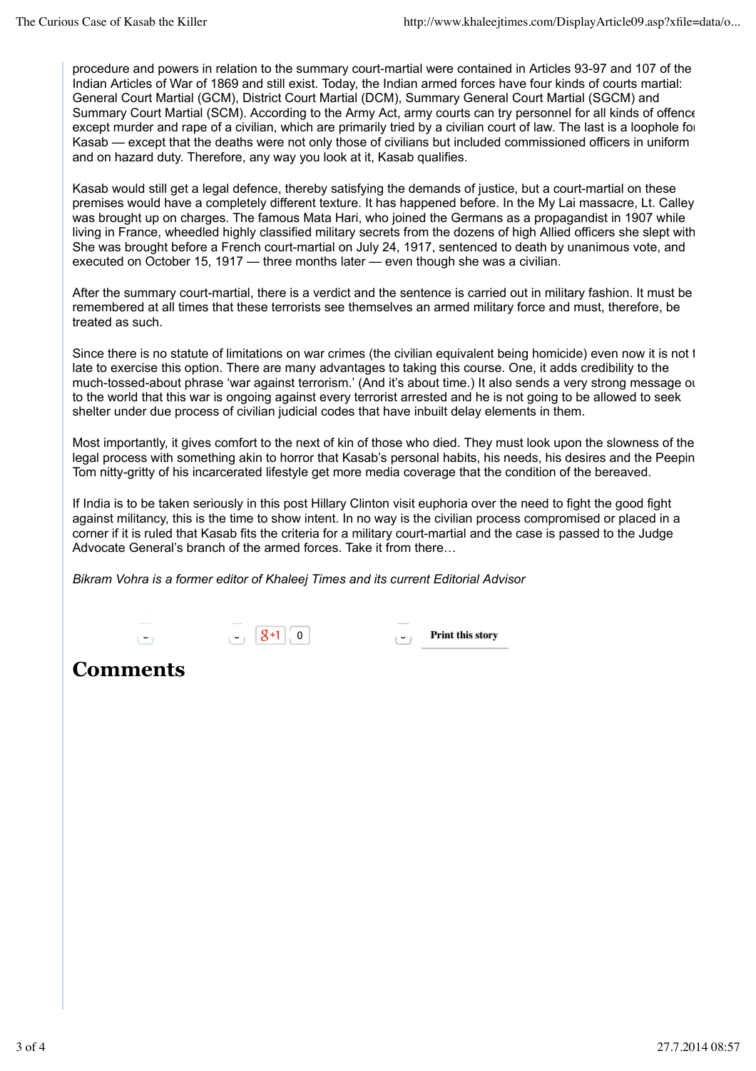procedure and powers in relation to the summary court-martial were contained in Articles 93-97 and 107 of the Indian Articles of War of 1869 and still exist. Today, the Indian armed forces have four kinds of courts martial: General Court Martial (GCM), District Court Martial (DCM), Summary General Court Martial (SGCM) and Summary Court Martial (SCM). According to the Army Act, army courts can try personnel for all kinds of offence except murder and rape of a civilian, which are primarily tried by a civilian court of law. The last is a loophole for Kasab — except that the deaths were not only those of civilians but included commissioned officers in uniform and on hazard duty. Therefore, any way you look at it, Kasab qualifies.

Kasab would still get a legal defence, thereby satisfying the demands of justice, but a court-martial on these premises would have a completely different texture. It has happened before. In the My Lai massacre, Lt. Calley was brought up on charges. The famous Mata Hari, who joined the Germans as a propagandist in 1907 while living in France, wheedled highly classified military secrets from the dozens of high Allied officers she slept with She was brought before a French court-martial on July 24, 1917, sentenced to death by unanimous vote, and executed on October 15, 1917 — three months later — even though she was a civilian.

After the summary court-martial, there is a verdict and the sentence is carried out in military fashion. It must be remembered at all times that these terrorists see themselves an armed military force and must, therefore, be treated as such.

Since there is no statute of limitations on war crimes (the civilian equivalent being homicide) even now it is not t late to exercise this option. There are many advantages to taking this course. One, it adds credibility to the much-tossed-about phrase 'war against terrorism.' (And it's about time.) It also sends a very strong message ou to the world that this war is ongoing against every terrorist arrested and he is not going to be allowed to seek shelter under due process of civilian judicial codes that have inbuilt delay elements in them.

Most importantly, it gives comfort to the next of kin of those who died. They must look upon the slowness of the legal process with something akin to horror that Kasab's personal habits, his needs, his desires and the Peepin Tom nitty-gritty of his incarcerated lifestyle get more media coverage that the condition of the bereaved.

If India is to be taken seriously in this post Hillary Clinton visit euphoria over the need to fight the good fight against militancy, this is the time to show intent. In no way is the civilian process compromised or placed in a corner if it is ruled that Kasab fits the criteria for a military court-martial and the case is passed to the Judge Advocate General's branch of the armed forces. Take it from there…

*Bikram Vohra is a former editor of Khaleej Times and its current Editorial Advisor*

**Print this story**

# Comments